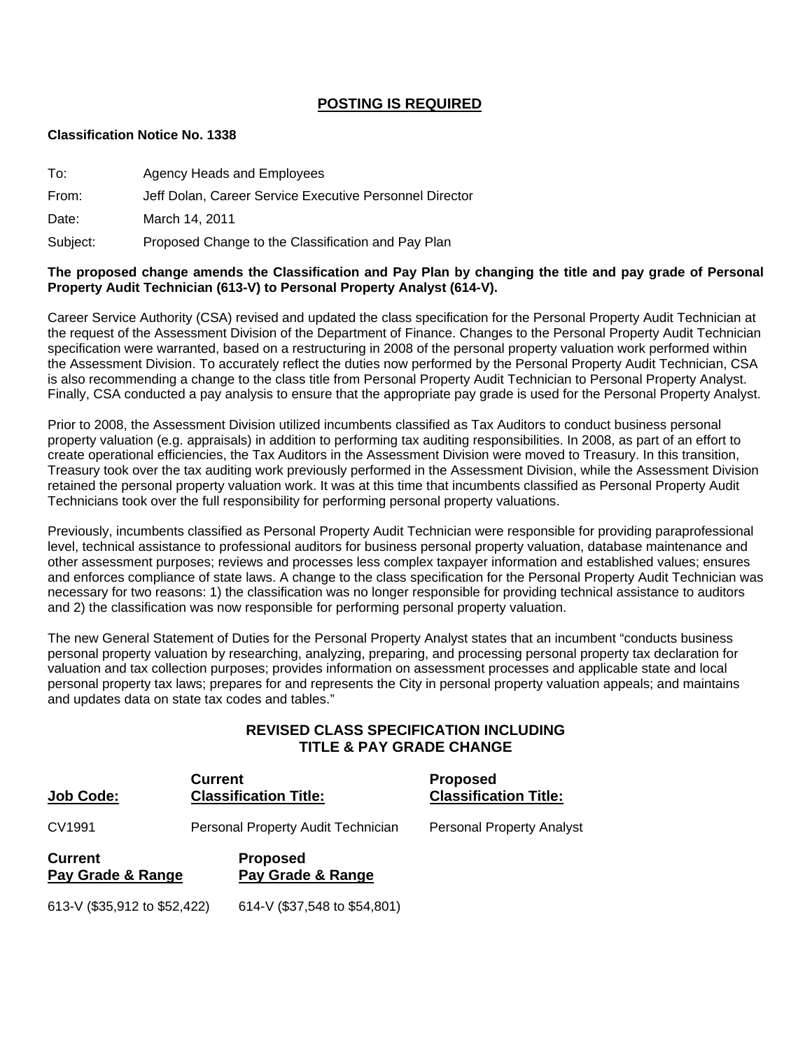## POSTING IS REQUIRED

**Classification Notice No. 1338**

To: Agency Heads and Employees

From: Jeff Dolan, Career Service Executive Personnel Director

Date: March 14, 2011

Subject: Proposed Change to the Classification and Pay Plan

**The proposed change amends the Classification and Pay Plan by changing the title and pay grade of Personal Property Audit Technician (613-V) to Personal Property Analyst (614-V).**

Career Service Authority (CSA) revised and updated the class specification for the Personal Property Audit Technician at the request of the Assessment Division of the Department of Finance. Changes to the Personal Property Audit Technician specification were warranted, based on a restructuring in 2008 of the personal property valuation work performed within the Assessment Division. To accurately reflect the duties now performed by the Personal Property Audit Technician, CSA is also recommending a change to the class title from Personal Property Audit Technician to Personal Property Analyst. Finally, CSA conducted a pay analysis to ensure that the appropriate pay grade is used for the Personal Property Analyst.

Prior to 2008, the Assessment Division utilized incumbents classified as Tax Auditors to conduct business personal property valuation (e.g. appraisals) in addition to performing tax auditing responsibilities. In 2008, as part of an effort to create operational efficiencies, the Tax Auditors in the Assessment Division were moved to Treasury. In this transition, Treasury took over the tax auditing work previously performed in the Assessment Division, while the Assessment Division retained the personal property valuation work. It was at this time that incumbents classified as Personal Property Audit Technicians took over the full responsibility for performing personal property valuations.

Previously, incumbents classified as Personal Property Audit Technician were responsible for providing paraprofessional level, technical assistance to professional auditors for business personal property valuation, database maintenance and other assessment purposes; reviews and processes less complex taxpayer information and established values; ensures and enforces compliance of state laws. A change to the class specification for the Personal Property Audit Technician was necessary for two reasons: 1) the classification was no longer responsible for providing technical assistance to auditors and 2) the classification was now responsible for performing personal property valuation.

The new General Statement of Duties for the Personal Property Analyst states that an incumbent "conducts business personal property valuation by researching, analyzing, preparing, and processing personal property tax declaration for valuation and tax collection purposes; provides information on assessment processes and applicable state and local personal property tax laws; prepares for and represents the City in personal property valuation appeals; and maintains and updates data on state tax codes and tables."

### REVISED CLASS SPECIFICATION INCLUDING TITLE & PAY GRADE CHANGE

| Job Code: | Current Classification Title: | Proposed Classification Title: |
|---|---|---|
| CV1991 | Personal Property Audit Technician | Personal Property Analyst |

| Current Pay Grade & Range | Proposed Pay Grade & Range |
|---|---|
| 613-V ($35,912 to $52,422) | 614-V ($37,548 to $54,801) |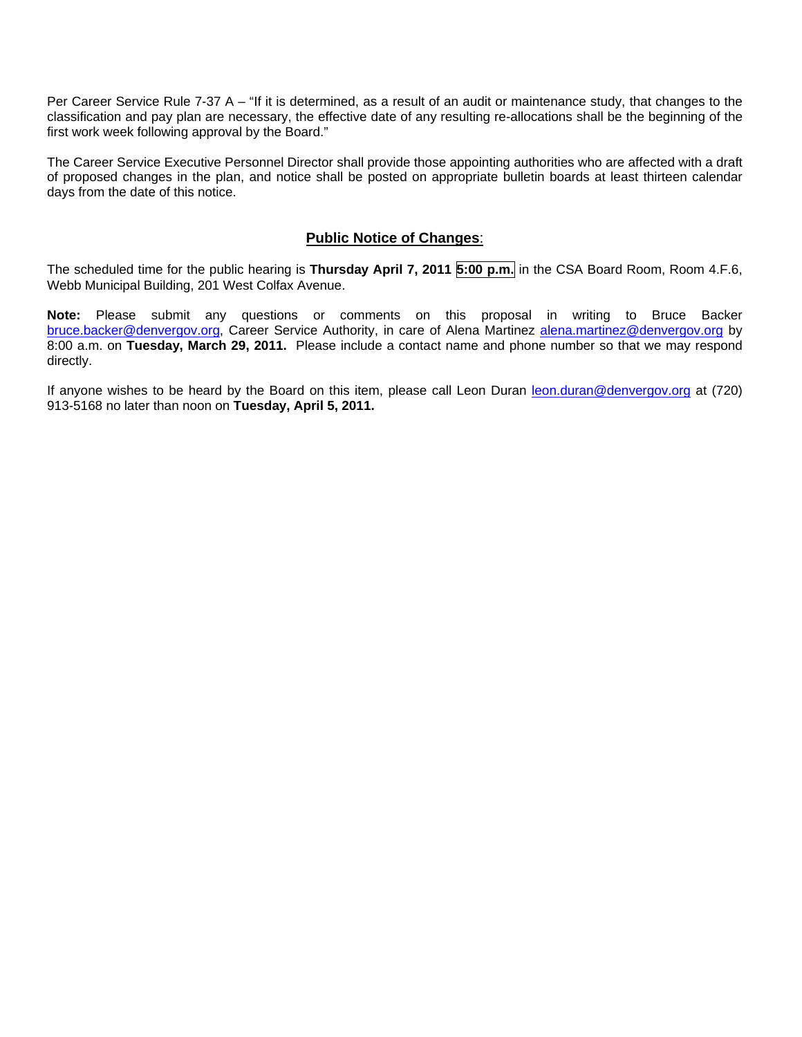Per Career Service Rule 7-37 A – "If it is determined, as a result of an audit or maintenance study, that changes to the classification and pay plan are necessary, the effective date of any resulting re-allocations shall be the beginning of the first work week following approval by the Board."

The Career Service Executive Personnel Director shall provide those appointing authorities who are affected with a draft of proposed changes in the plan, and notice shall be posted on appropriate bulletin boards at least thirteen calendar days from the date of this notice.

## Public Notice of Changes:

The scheduled time for the public hearing is **Thursday April 7, 2011 5:00 p.m.** in the CSA Board Room, Room 4.F.6, Webb Municipal Building, 201 West Colfax Avenue.

**Note:** Please submit any questions or comments on this proposal in writing to Bruce Backer bruce.backer@denvergov.org, Career Service Authority, in care of Alena Martinez alena.martinez@denvergov.org by 8:00 a.m. on **Tuesday, March 29, 2011.** Please include a contact name and phone number so that we may respond directly.

If anyone wishes to be heard by the Board on this item, please call Leon Duran leon.duran@denvergov.org at (720) 913-5168 no later than noon on **Tuesday, April 5, 2011.**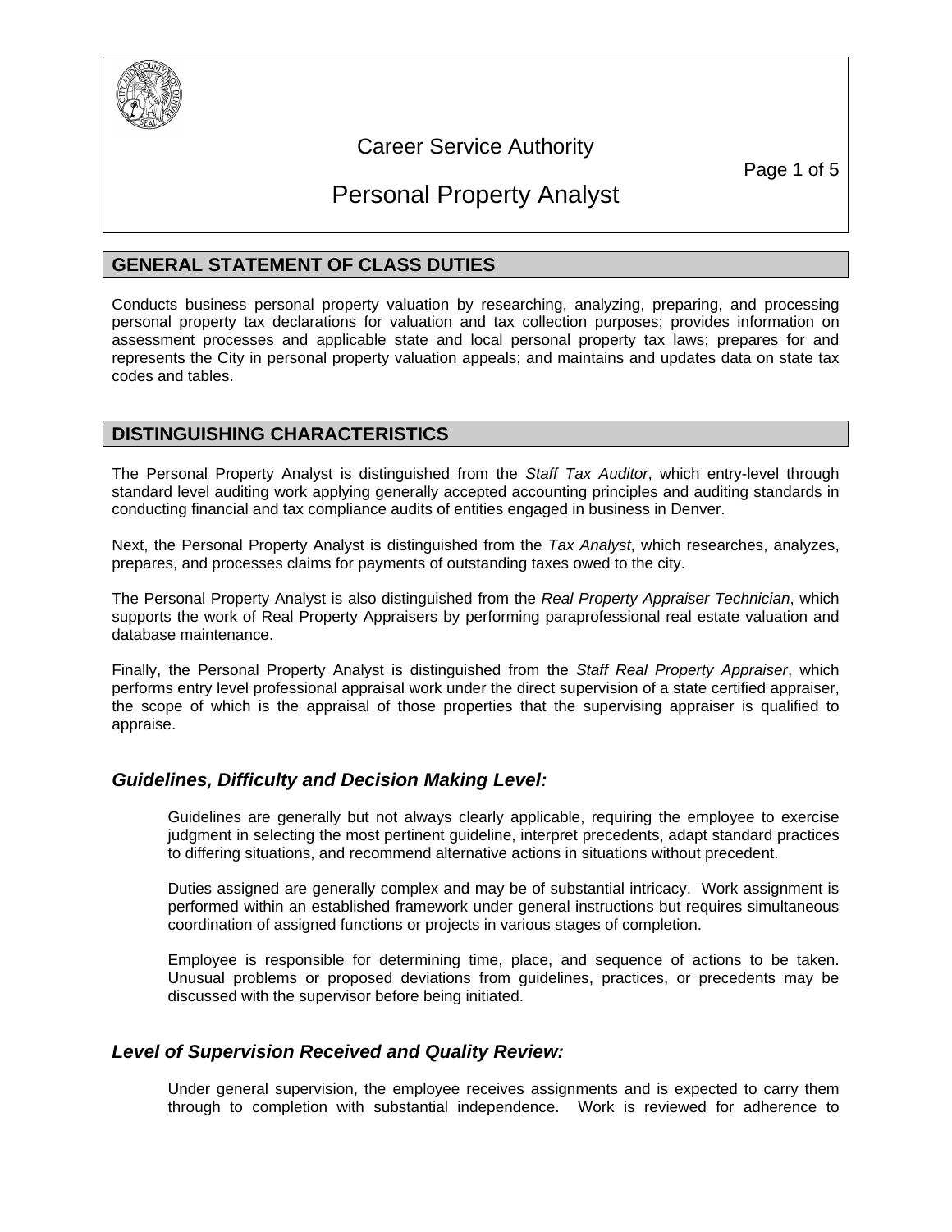Career Service Authority

# Personal Property Analyst

## GENERAL STATEMENT OF CLASS DUTIES

Conducts business personal property valuation by researching, analyzing, preparing, and processing personal property tax declarations for valuation and tax collection purposes; provides information on assessment processes and applicable state and local personal property tax laws; prepares for and represents the City in personal property valuation appeals; and maintains and updates data on state tax codes and tables.

## DISTINGUISHING CHARACTERISTICS

The Personal Property Analyst is distinguished from the *Staff Tax Auditor*, which entry-level through standard level auditing work applying generally accepted accounting principles and auditing standards in conducting financial and tax compliance audits of entities engaged in business in Denver.

Next, the Personal Property Analyst is distinguished from the *Tax Analyst*, which researches, analyzes, prepares, and processes claims for payments of outstanding taxes owed to the city.

The Personal Property Analyst is also distinguished from the *Real Property Appraiser Technician*, which supports the work of Real Property Appraisers by performing paraprofessional real estate valuation and database maintenance.

Finally, the Personal Property Analyst is distinguished from the *Staff Real Property Appraiser*, which performs entry level professional appraisal work under the direct supervision of a state certified appraiser, the scope of which is the appraisal of those properties that the supervising appraiser is qualified to appraise.

### *Guidelines, Difficulty and Decision Making Level:*

Guidelines are generally but not always clearly applicable, requiring the employee to exercise judgment in selecting the most pertinent guideline, interpret precedents, adapt standard practices to differing situations, and recommend alternative actions in situations without precedent.

Duties assigned are generally complex and may be of substantial intricacy. Work assignment is performed within an established framework under general instructions but requires simultaneous coordination of assigned functions or projects in various stages of completion.

Employee is responsible for determining time, place, and sequence of actions to be taken. Unusual problems or proposed deviations from guidelines, practices, or precedents may be discussed with the supervisor before being initiated.

### *Level of Supervision Received and Quality Review:*

Under general supervision, the employee receives assignments and is expected to carry them through to completion with substantial independence. Work is reviewed for adherence to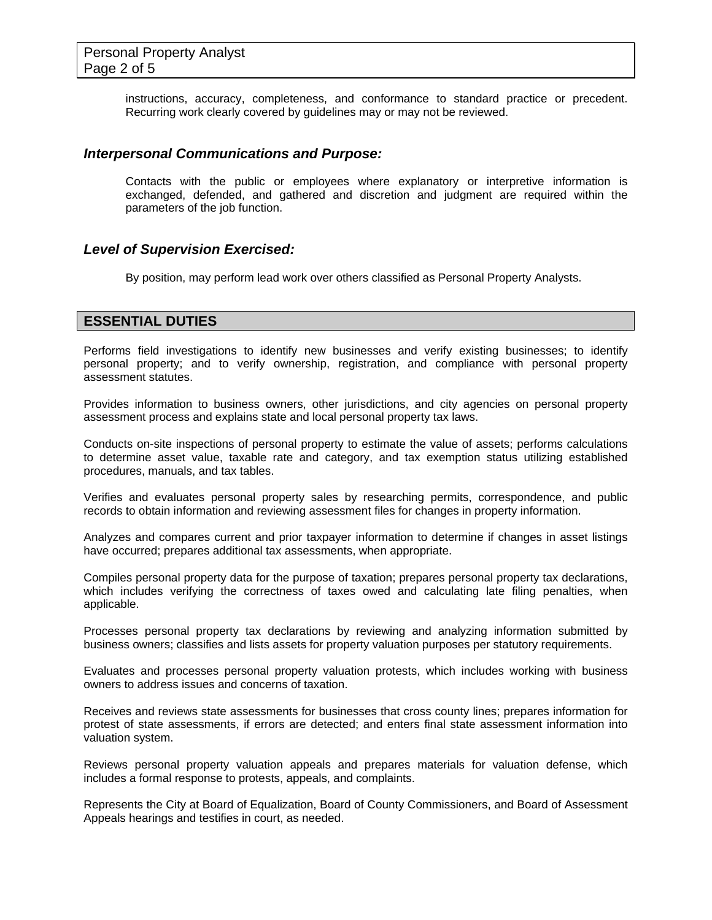instructions, accuracy, completeness, and conformance to standard practice or precedent. Recurring work clearly covered by guidelines may or may not be reviewed.

### *Interpersonal Communications and Purpose:*

Contacts with the public or employees where explanatory or interpretive information is exchanged, defended, and gathered and discretion and judgment are required within the parameters of the job function.

### *Level of Supervision Exercised:*

By position, may perform lead work over others classified as Personal Property Analysts.

## ESSENTIAL DUTIES

Performs field investigations to identify new businesses and verify existing businesses; to identify personal property; and to verify ownership, registration, and compliance with personal property assessment statutes.

Provides information to business owners, other jurisdictions, and city agencies on personal property assessment process and explains state and local personal property tax laws.

Conducts on-site inspections of personal property to estimate the value of assets; performs calculations to determine asset value, taxable rate and category, and tax exemption status utilizing established procedures, manuals, and tax tables.

Verifies and evaluates personal property sales by researching permits, correspondence, and public records to obtain information and reviewing assessment files for changes in property information.

Analyzes and compares current and prior taxpayer information to determine if changes in asset listings have occurred; prepares additional tax assessments, when appropriate.

Compiles personal property data for the purpose of taxation; prepares personal property tax declarations, which includes verifying the correctness of taxes owed and calculating late filing penalties, when applicable.

Processes personal property tax declarations by reviewing and analyzing information submitted by business owners; classifies and lists assets for property valuation purposes per statutory requirements.

Evaluates and processes personal property valuation protests, which includes working with business owners to address issues and concerns of taxation.

Receives and reviews state assessments for businesses that cross county lines; prepares information for protest of state assessments, if errors are detected; and enters final state assessment information into valuation system.

Reviews personal property valuation appeals and prepares materials for valuation defense, which includes a formal response to protests, appeals, and complaints.

Represents the City at Board of Equalization, Board of County Commissioners, and Board of Assessment Appeals hearings and testifies in court, as needed.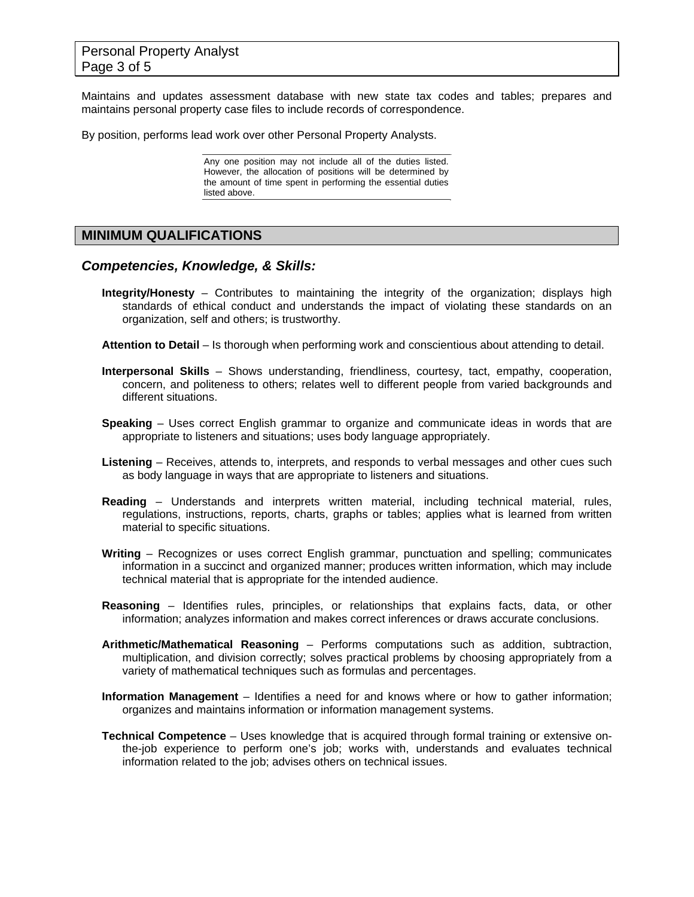Maintains and updates assessment database with new state tax codes and tables; prepares and maintains personal property case files to include records of correspondence.

By position, performs lead work over other Personal Property Analysts.

> Any one position may not include all of the duties listed. However, the allocation of positions will be determined by the amount of time spent in performing the essential duties listed above.

## MINIMUM QUALIFICATIONS

### *Competencies, Knowledge, & Skills:*

**Integrity/Honesty** – Contributes to maintaining the integrity of the organization; displays high standards of ethical conduct and understands the impact of violating these standards on an organization, self and others; is trustworthy.

**Attention to Detail** – Is thorough when performing work and conscientious about attending to detail.

**Interpersonal Skills** – Shows understanding, friendliness, courtesy, tact, empathy, cooperation, concern, and politeness to others; relates well to different people from varied backgrounds and different situations.

**Speaking** – Uses correct English grammar to organize and communicate ideas in words that are appropriate to listeners and situations; uses body language appropriately.

**Listening** – Receives, attends to, interprets, and responds to verbal messages and other cues such as body language in ways that are appropriate to listeners and situations.

**Reading** – Understands and interprets written material, including technical material, rules, regulations, instructions, reports, charts, graphs or tables; applies what is learned from written material to specific situations.

**Writing** – Recognizes or uses correct English grammar, punctuation and spelling; communicates information in a succinct and organized manner; produces written information, which may include technical material that is appropriate for the intended audience.

**Reasoning** – Identifies rules, principles, or relationships that explains facts, data, or other information; analyzes information and makes correct inferences or draws accurate conclusions.

**Arithmetic/Mathematical Reasoning** – Performs computations such as addition, subtraction, multiplication, and division correctly; solves practical problems by choosing appropriately from a variety of mathematical techniques such as formulas and percentages.

**Information Management** – Identifies a need for and knows where or how to gather information; organizes and maintains information or information management systems.

**Technical Competence** – Uses knowledge that is acquired through formal training or extensive on-the-job experience to perform one's job; works with, understands and evaluates technical information related to the job; advises others on technical issues.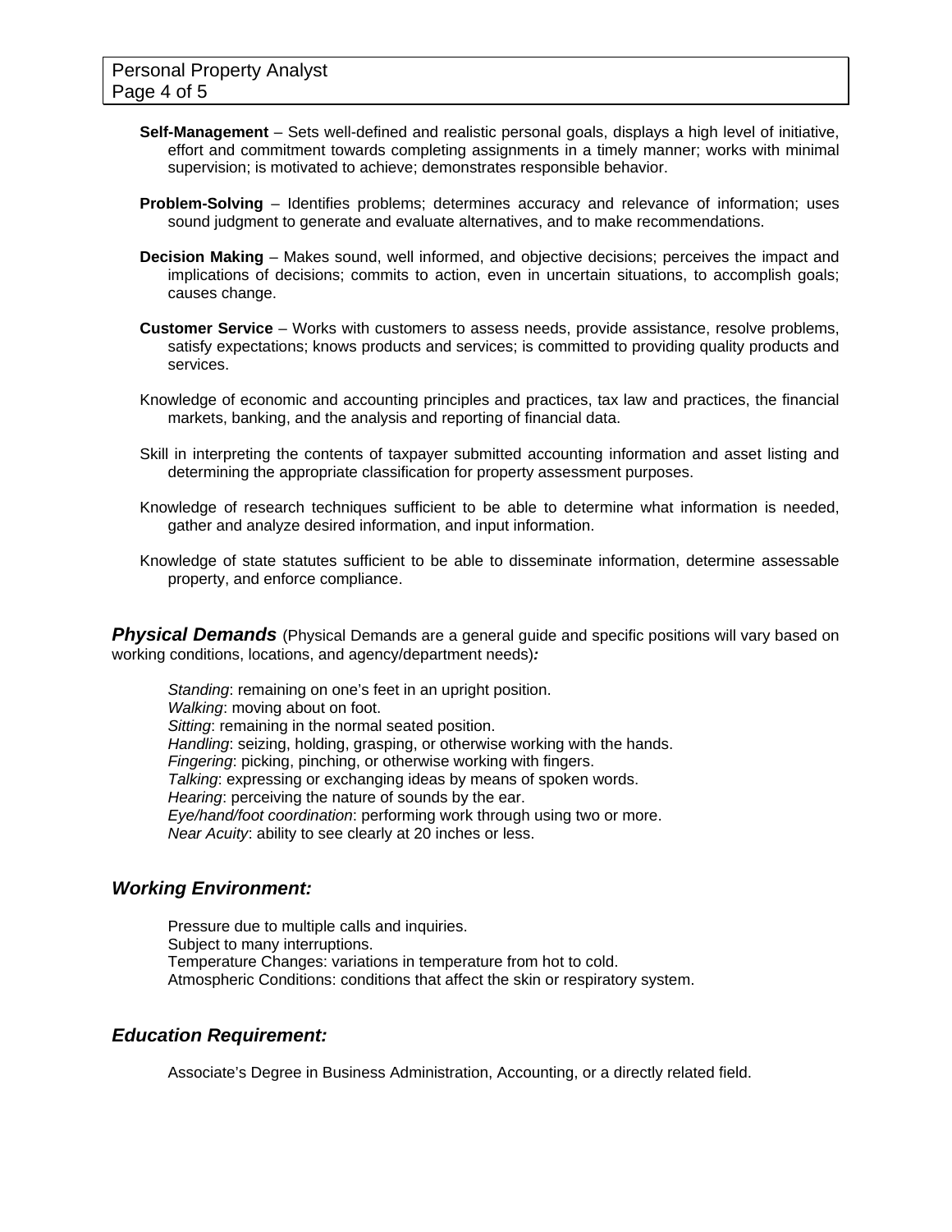**Self-Management** – Sets well-defined and realistic personal goals, displays a high level of initiative, effort and commitment towards completing assignments in a timely manner; works with minimal supervision; is motivated to achieve; demonstrates responsible behavior.

**Problem-Solving** – Identifies problems; determines accuracy and relevance of information; uses sound judgment to generate and evaluate alternatives, and to make recommendations.

**Decision Making** – Makes sound, well informed, and objective decisions; perceives the impact and implications of decisions; commits to action, even in uncertain situations, to accomplish goals; causes change.

**Customer Service** – Works with customers to assess needs, provide assistance, resolve problems, satisfy expectations; knows products and services; is committed to providing quality products and services.

Knowledge of economic and accounting principles and practices, tax law and practices, the financial markets, banking, and the analysis and reporting of financial data.

Skill in interpreting the contents of taxpayer submitted accounting information and asset listing and determining the appropriate classification for property assessment purposes.

Knowledge of research techniques sufficient to be able to determine what information is needed, gather and analyze desired information, and input information.

Knowledge of state statutes sufficient to be able to disseminate information, determine assessable property, and enforce compliance.

## *Physical Demands* (Physical Demands are a general guide and specific positions will vary based on working conditions, locations, and agency/department needs)*:*

*Standing*: remaining on one's feet in an upright position.
*Walking*: moving about on foot.
*Sitting*: remaining in the normal seated position.
*Handling*: seizing, holding, grasping, or otherwise working with the hands.
*Fingering*: picking, pinching, or otherwise working with fingers.
*Talking*: expressing or exchanging ideas by means of spoken words.
*Hearing*: perceiving the nature of sounds by the ear.
*Eye/hand/foot coordination*: performing work through using two or more.
*Near Acuity*: ability to see clearly at 20 inches or less.

## *Working Environment:*

Pressure due to multiple calls and inquiries.
Subject to many interruptions.
Temperature Changes: variations in temperature from hot to cold.
Atmospheric Conditions: conditions that affect the skin or respiratory system.

## *Education Requirement:*

Associate's Degree in Business Administration, Accounting, or a directly related field.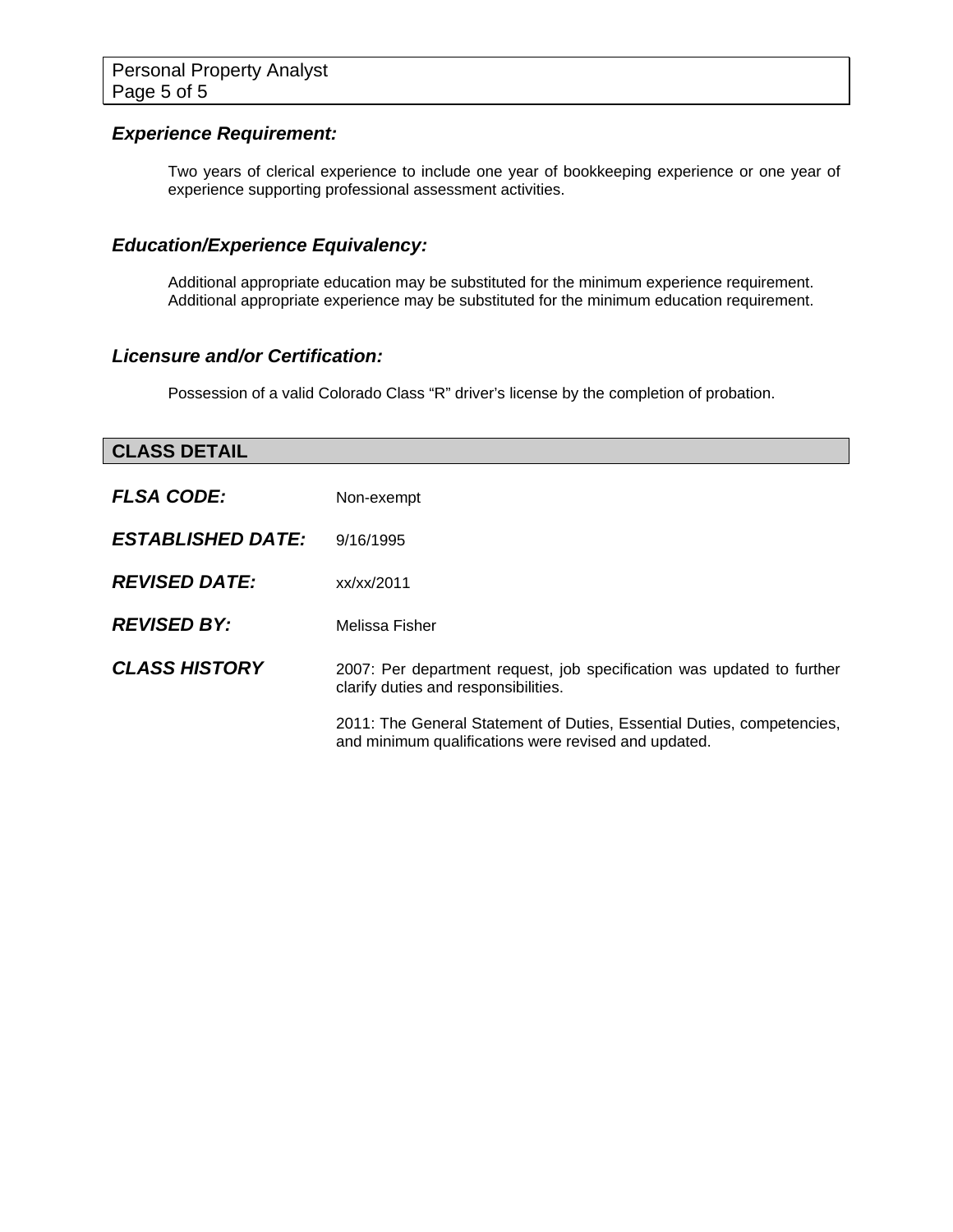### *Experience Requirement:*

Two years of clerical experience to include one year of bookkeeping experience or one year of experience supporting professional assessment activities.

### *Education/Experience Equivalency:*

Additional appropriate education may be substituted for the minimum experience requirement.
Additional appropriate experience may be substituted for the minimum education requirement.

### *Licensure and/or Certification:*

Possession of a valid Colorado Class "R" driver's license by the completion of probation.

## CLASS DETAIL

***FLSA CODE:*** Non-exempt

***ESTABLISHED DATE:*** 9/16/1995

***REVISED DATE:*** xx/xx/2011

***REVISED BY:*** Melissa Fisher

***CLASS HISTORY***

2007: Per department request, job specification was updated to further clarify duties and responsibilities.

2011: The General Statement of Duties, Essential Duties, competencies, and minimum qualifications were revised and updated.